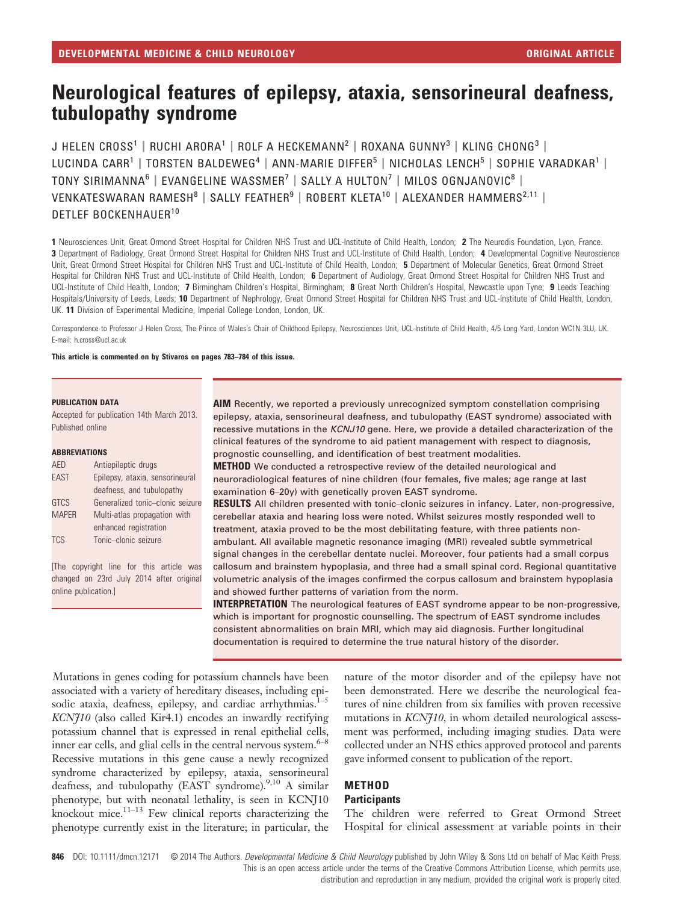DEVELOPMENTAL MEDICINE & CHILD NEUROLOGY — ORIGINAL ARTICLE

# Neurological features of epilepsy, ataxia, sensorineural deafness, tubulopathy syndrome

J HELEN CROSS[1] | RUCHI ARORA[1] | ROLF A HECKEMANN[2] | ROXANA GUNNY[3] | KLING CHONG[3] | LUCINDA CARR[1] | TORSTEN BALDEWEG[4] | ANN-MARIE DIFFER[5] | NICHOLAS LENCH[5] | SOPHIE VARADKAR[1] | TONY SIRIMANNA[6] | EVANGELINE WASSMER[7] | SALLY A HULTON[7] | MILOS OGNJANOVIC[8] | VENKATESWARAN RAMESH[8] | SALLY FEATHER[9] | ROBERT KLETA[10] | ALEXANDER HAMMERS[2,11] | DETLEF BOCKENHAUER[10]

**1** Neurosciences Unit, Great Ormond Street Hospital for Children NHS Trust and UCL-Institute of Child Health, London; **2** The Neurodis Foundation, Lyon, France. **3** Department of Radiology, Great Ormond Street Hospital for Children NHS Trust and UCL-Institute of Child Health, London; **4** Developmental Cognitive Neuroscience Unit, Great Ormond Street Hospital for Children NHS Trust and UCL-Institute of Child Health, London; **5** Department of Molecular Genetics, Great Ormond Street Hospital for Children NHS Trust and UCL-Institute of Child Health, London; **6** Department of Audiology, Great Ormond Street Hospital for Children NHS Trust and UCL-Institute of Child Health, London; **7** Birmingham Children's Hospital, Birmingham; **8** Great North Children's Hospital, Newcastle upon Tyne; **9** Leeds Teaching Hospitals/University of Leeds, Leeds; **10** Department of Nephrology, Great Ormond Street Hospital for Children NHS Trust and UCL-Institute of Child Health, London, UK. **11** Division of Experimental Medicine, Imperial College London, London, UK.

Correspondence to Professor J Helen Cross, The Prince of Wales's Chair of Childhood Epilepsy, Neurosciences Unit, UCL-Institute of Child Health, 4/5 Long Yard, London WC1N 3LU, UK. E-mail: h.cross@ucl.ac.uk

**This article is commented on by Stivaros on pages 783–784 of this issue.**

**PUBLICATION DATA**

Accepted for publication 14th March 2013. Published online

**ABBREVIATIONS**

| | |
|---|---|
| AED | Antiepileptic drugs |
| EAST | Epilepsy, ataxia, sensorineural deafness, and tubulopathy |
| GTCS | Generalized tonic–clonic seizure |
| MAPER | Multi-atlas propagation with enhanced registration |
| TCS | Tonic–clonic seizure |

[The copyright line for this article was changed on 23rd July 2014 after original online publication.]

**AIM** Recently, we reported a previously unrecognized symptom constellation comprising epilepsy, ataxia, sensorineural deafness, and tubulopathy (EAST syndrome) associated with recessive mutations in the *KCNJ10* gene. Here, we provide a detailed characterization of the clinical features of the syndrome to aid patient management with respect to diagnosis, prognostic counselling, and identification of best treatment modalities.

**METHOD** We conducted a retrospective review of the detailed neurological and neuroradiological features of nine children (four females, five males; age range at last examination 6–20y) with genetically proven EAST syndrome.

**RESULTS** All children presented with tonic–clonic seizures in infancy. Later, non-progressive, cerebellar ataxia and hearing loss were noted. Whilst seizures mostly responded well to treatment, ataxia proved to be the most debilitating feature, with three patients non-ambulant. All available magnetic resonance imaging (MRI) revealed subtle symmetrical signal changes in the cerebellar dentate nuclei. Moreover, four patients had a small corpus callosum and brainstem hypoplasia, and three had a small spinal cord. Regional quantitative volumetric analysis of the images confirmed the corpus callosum and brainstem hypoplasia and showed further patterns of variation from the norm.

**INTERPRETATION** The neurological features of EAST syndrome appear to be non-progressive, which is important for prognostic counselling. The spectrum of EAST syndrome includes consistent abnormalities on brain MRI, which may aid diagnosis. Further longitudinal documentation is required to determine the true natural history of the disorder.

Mutations in genes coding for potassium channels have been associated with a variety of hereditary diseases, including episodic ataxia, deafness, epilepsy, and cardiac arrhythmias.[1–5] *KCNJ10* (also called Kir4.1) encodes an inwardly rectifying potassium channel that is expressed in renal epithelial cells, inner ear cells, and glial cells in the central nervous system.[6–8] Recessive mutations in this gene cause a newly recognized syndrome characterized by epilepsy, ataxia, sensorineural deafness, and tubulopathy (EAST syndrome).[9,10] A similar phenotype, but with neonatal lethality, is seen in KCNJ10 knockout mice.[11–13] Few clinical reports characterizing the phenotype currently exist in the literature; in particular, the nature of the motor disorder and of the epilepsy have not been demonstrated. Here we describe the neurological features of nine children from six families with proven recessive mutations in *KCNJ10*, in whom detailed neurological assessment was performed, including imaging studies. Data were collected under an NHS ethics approved protocol and parents gave informed consent to publication of the report.

## METHOD

### Participants

The children were referred to Great Ormond Street Hospital for clinical assessment at variable points in their

DOI: 10.1111/dmcn.12171 © 2014 The Authors. *Developmental Medicine & Child Neurology* published by John Wiley & Sons Ltd on behalf of Mac Keith Press. This is an open access article under the terms of the Creative Commons Attribution License, which permits use, distribution and reproduction in any medium, provided the original work is properly cited.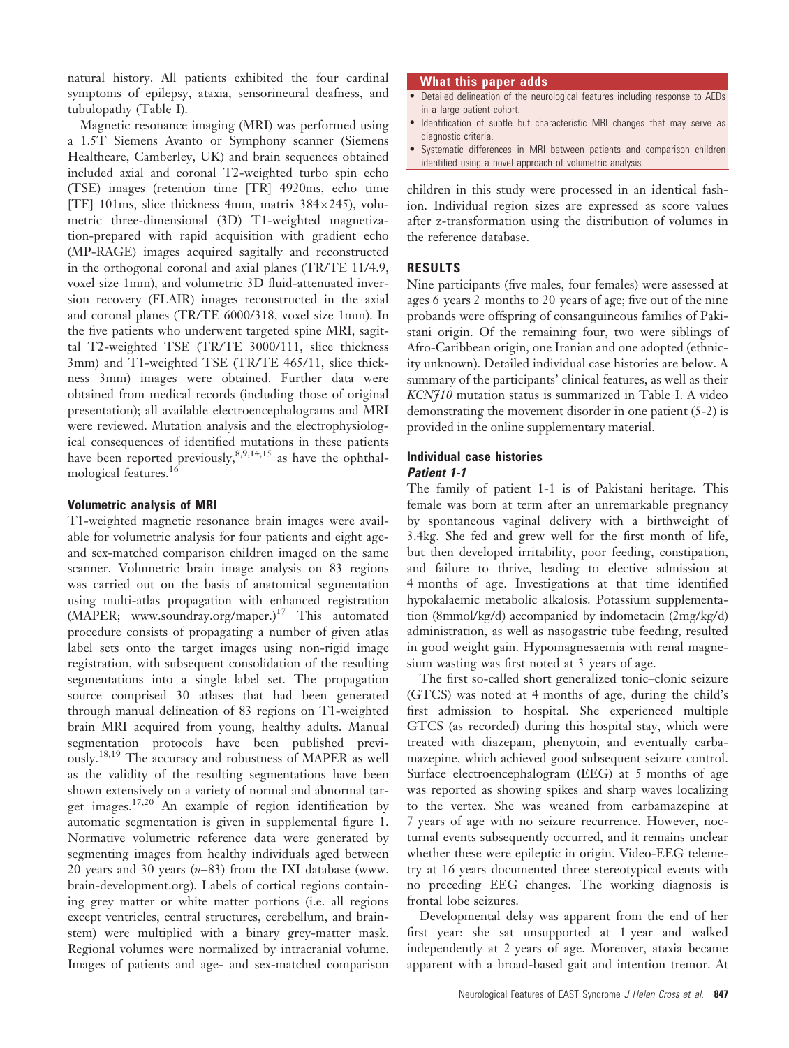natural history. All patients exhibited the four cardinal symptoms of epilepsy, ataxia, sensorineural deafness, and tubulopathy (Table I).

Magnetic resonance imaging (MRI) was performed using a 1.5T Siemens Avanto or Symphony scanner (Siemens Healthcare, Camberley, UK) and brain sequences obtained included axial and coronal T2-weighted turbo spin echo (TSE) images (retention time [TR] 4920ms, echo time [TE] 101ms, slice thickness 4mm, matrix 384×245), volumetric three-dimensional (3D) T1-weighted magnetization-prepared with rapid acquisition with gradient echo (MP-RAGE) images acquired sagitally and reconstructed in the orthogonal coronal and axial planes (TR/TE 11/4.9, voxel size 1mm), and volumetric 3D fluid-attenuated inversion recovery (FLAIR) images reconstructed in the axial and coronal planes (TR/TE 6000/318, voxel size 1mm). In the five patients who underwent targeted spine MRI, sagittal T2-weighted TSE (TR/TE 3000/111, slice thickness 3mm) and T1-weighted TSE (TR/TE 465/11, slice thickness 3mm) images were obtained. Further data were obtained from medical records (including those of original presentation); all available electroencephalograms and MRI were reviewed. Mutation analysis and the electrophysiological consequences of identified mutations in these patients have been reported previously,[8,9,14,15] as have the ophthalmological features.[16]

### Volumetric analysis of MRI

T1-weighted magnetic resonance brain images were available for volumetric analysis for four patients and eight age- and sex-matched comparison children imaged on the same scanner. Volumetric brain image analysis on 83 regions was carried out on the basis of anatomical segmentation using multi-atlas propagation with enhanced registration (MAPER; www.soundray.org/maper.)[17] This automated procedure consists of propagating a number of given atlas label sets onto the target images using non-rigid image registration, with subsequent consolidation of the resulting segmentations into a single label set. The propagation source comprised 30 atlases that had been generated through manual delineation of 83 regions on T1-weighted brain MRI acquired from young, healthy adults. Manual segmentation protocols have been published previously.[18,19] The accuracy and robustness of MAPER as well as the validity of the resulting segmentations have been shown extensively on a variety of normal and abnormal target images.[17,20] An example of region identification by automatic segmentation is given in supplemental figure 1. Normative volumetric reference data were generated by segmenting images from healthy individuals aged between 20 years and 30 years ($n$=83) from the IXI database (www.brain-development.org). Labels of cortical regions containing grey matter or white matter portions (i.e. all regions except ventricles, central structures, cerebellum, and brainstem) were multiplied with a binary grey-matter mask. Regional volumes were normalized by intracranial volume. Images of patients and age- and sex-matched comparison children in this study were processed in an identical fashion. Individual region sizes are expressed as score values after z-transformation using the distribution of volumes in the reference database.

> **What this paper adds**
> - Detailed delineation of the neurological features including response to AEDs in a large patient cohort.
> - Identification of subtle but characteristic MRI changes that may serve as diagnostic criteria.
> - Systematic differences in MRI between patients and comparison children identified using a novel approach of volumetric analysis.

## RESULTS

Nine participants (five males, four females) were assessed at ages 6 years 2 months to 20 years of age; five out of the nine probands were offspring of consanguineous families of Pakistani origin. Of the remaining four, two were siblings of Afro-Caribbean origin, one Iranian and one adopted (ethnicity unknown). Detailed individual case histories are below. A summary of the participants' clinical features, as well as their *KCNJ10* mutation status is summarized in Table I. A video demonstrating the movement disorder in one patient (5-2) is provided in the online supplementary material.

### Individual case histories

#### *Patient 1-1*

The family of patient 1-1 is of Pakistani heritage. This female was born at term after an unremarkable pregnancy by spontaneous vaginal delivery with a birthweight of 3.4kg. She fed and grew well for the first month of life, but then developed irritability, poor feeding, constipation, and failure to thrive, leading to elective admission at 4 months of age. Investigations at that time identified hypokalaemic metabolic alkalosis. Potassium supplementation (8mmol/kg/d) accompanied by indometacin (2mg/kg/d) administration, as well as nasogastric tube feeding, resulted in good weight gain. Hypomagnesaemia with renal magnesium wasting was first noted at 3 years of age.

The first so-called short generalized tonic–clonic seizure (GTCS) was noted at 4 months of age, during the child's first admission to hospital. She experienced multiple GTCS (as recorded) during this hospital stay, which were treated with diazepam, phenytoin, and eventually carbamazepine, which achieved good subsequent seizure control. Surface electroencephalogram (EEG) at 5 months of age was reported as showing spikes and sharp waves localizing to the vertex. She was weaned from carbamazepine at 7 years of age with no seizure recurrence. However, nocturnal events subsequently occurred, and it remains unclear whether these were epileptic in origin. Video-EEG telemetry at 16 years documented three stereotypical events with no preceding EEG changes. The working diagnosis is frontal lobe seizures.

Developmental delay was apparent from the end of her first year: she sat unsupported at 1 year and walked independently at 2 years of age. Moreover, ataxia became apparent with a broad-based gait and intention tremor. At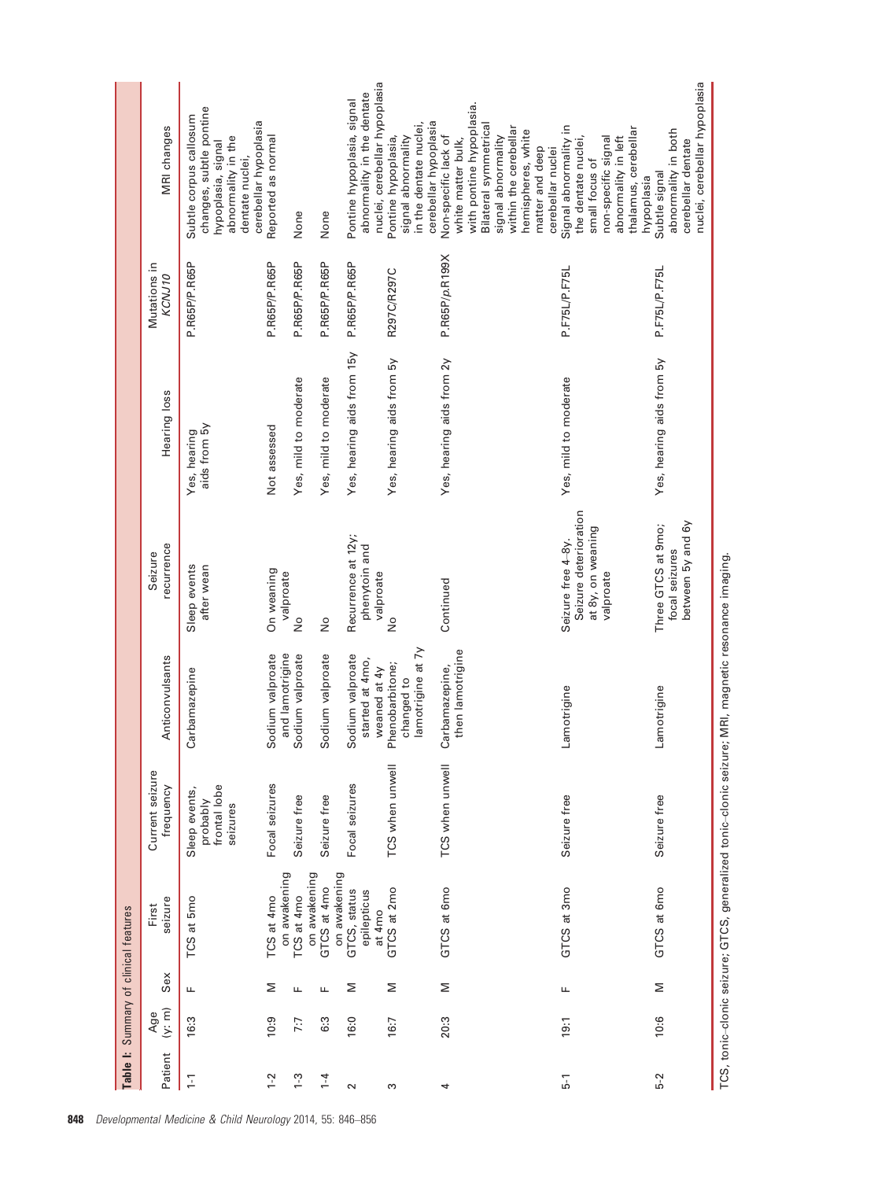**Table I:** Summary of clinical features

| Patient | Age (y: m) | Sex | First seizure | Current seizure frequency | Anticonvulsants | Seizure recurrence | Hearing loss | Mutations in *KCNJ10* | MRI changes |
|---|---|---|---|---|---|---|---|---|---|
| 1-1 | 16:3 | F | TCS at 5mo | Sleep events, probably frontal lobe seizures | Carbamazepine | Sleep events after wean | Yes, hearing aids from 5y | P.R65P/P.R65P | Subtle corpus callosum changes, subtle pontine hypoplasia, signal abnormality in the dentate nuclei, cerebellar hypoplasia |
| 1-2 | 10:9 | M | TCS at 4mo on awakening | Focal seizures | Sodium valproate and lamotrigine | On weaning valproate | Not assessed | P.R65P/P.R65P | Reported as normal |
| 1-3 | 7:7 | F | TCS at 4mo on awakening | Seizure free | Sodium valproate | No | Yes, mild to moderate | P.R65P/P.R65P | None |
| 1-4 | 6:3 | F | GTCS at 4mo on awakening | Seizure free | Sodium valproate | No | Yes, mild to moderate | P.R65P/P.R65P | None |
| 2 | 16:0 | M | GTCS, status epilepticus at 4mo | Focal seizures | Sodium valproate started at 4mo, weaned at 4y | Recurrence at 12y; phenytoin and valproate | Yes, hearing aids from 15y | P.R65P/P.R65P | Pontine hypoplasia, signal abnormality in the dentate nuclei, cerebellar hypoplasia |
| 3 | 16:7 | M | GTCS at 2mo | TCS when unwell | Phenobarbitone; changed to lamotrigine at 7y | No | Yes, hearing aids from 5y | R297C/R297C | Pontine hypoplasia, signal abnormality in the dentate nuclei, cerebellar hypoplasia |
| 4 | 20:3 | M | GTCS at 6mo | TCS when unwell | Carbamazepine, then lamotrigine | Continued | Yes, hearing aids from 2y | P.R65P/*p*.R199X | Non-specific lack of white matter bulk, with pontine hypoplasia. Bilateral symmetrical signal abnormality within the cerebellar hemispheres, white matter and deep cerebellar nuclei |
| 5-1 | 19:1 | F | GTCS at 3mo | Seizure free | Lamotrigine | Seizure free 4–8y. Seizure deterioration at 8y, on weaning valproate | Yes, mild to moderate | P.F75L/P.F75L | Signal abnormality in the dentate nuclei, small focus of non-specific signal abnormality in left thalamus, cerebellar hypoplasia |
| 5-2 | 10:6 | M | GTCS at 6mo | Seizure free | Lamotrigine | Three GTCS at 9mo; focal seizures between 5y and 6y | Yes, hearing aids from 5y | P.F75L/P.F75L | Subtle signal abnormality in both cerebellar dentate nuclei, cerebellar hypoplasia |

TCS, tonic–clonic seizure; GTCS, generalized tonic–clonic seizure; MRI, magnetic resonance imaging.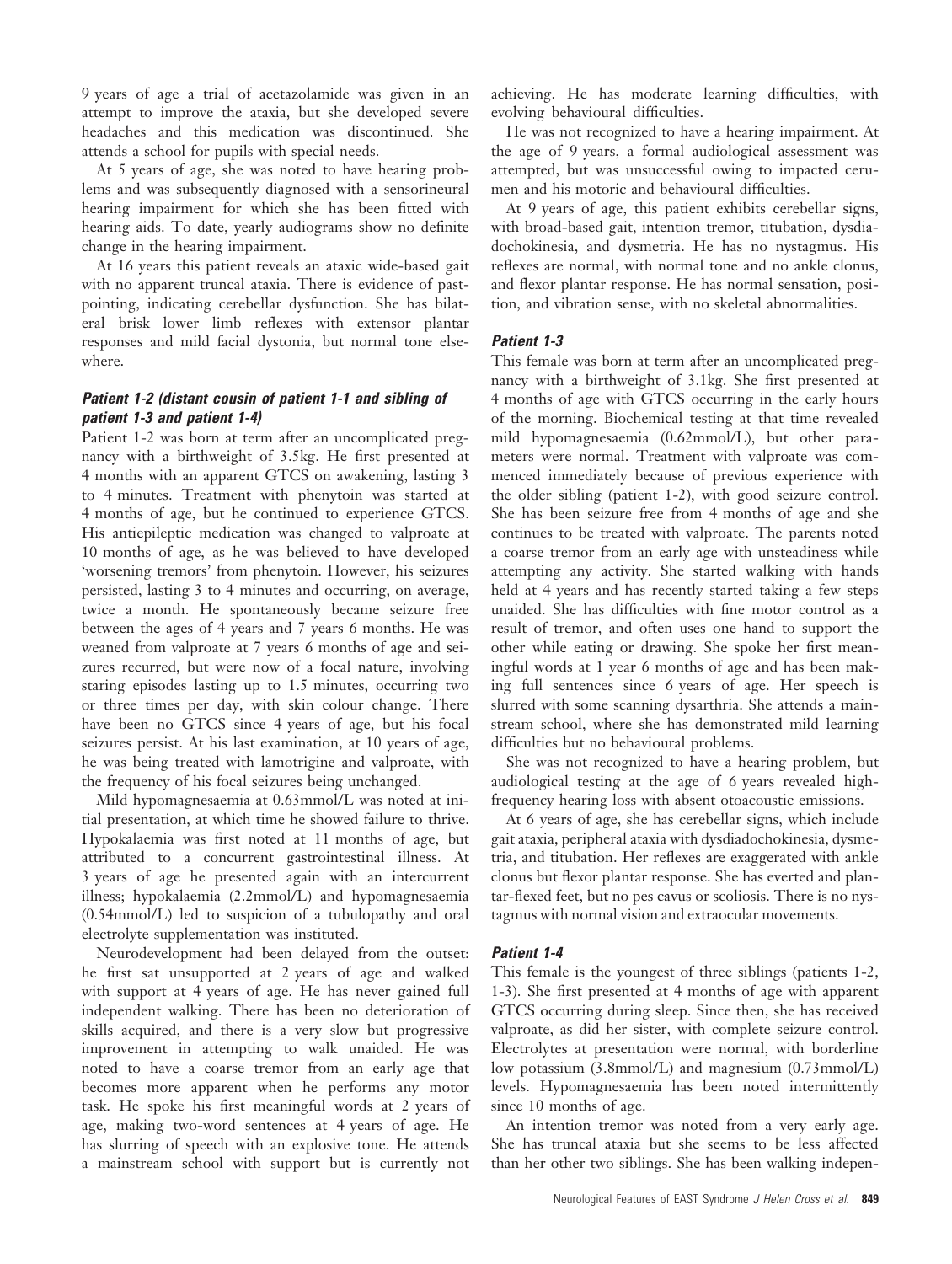9 years of age a trial of acetazolamide was given in an attempt to improve the ataxia, but she developed severe headaches and this medication was discontinued. She attends a school for pupils with special needs.

At 5 years of age, she was noted to have hearing problems and was subsequently diagnosed with a sensorineural hearing impairment for which she has been fitted with hearing aids. To date, yearly audiograms show no definite change in the hearing impairment.

At 16 years this patient reveals an ataxic wide-based gait with no apparent truncal ataxia. There is evidence of past-pointing, indicating cerebellar dysfunction. She has bilateral brisk lower limb reflexes with extensor plantar responses and mild facial dystonia, but normal tone elsewhere.

### *Patient 1-2 (distant cousin of patient 1-1 and sibling of patient 1-3 and patient 1-4)*

Patient 1-2 was born at term after an uncomplicated pregnancy with a birthweight of 3.5kg. He first presented at 4 months with an apparent GTCS on awakening, lasting 3 to 4 minutes. Treatment with phenytoin was started at 4 months of age, but he continued to experience GTCS. His antiepileptic medication was changed to valproate at 10 months of age, as he was believed to have developed 'worsening tremors' from phenytoin. However, his seizures persisted, lasting 3 to 4 minutes and occurring, on average, twice a month. He spontaneously became seizure free between the ages of 4 years and 7 years 6 months. He was weaned from valproate at 7 years 6 months of age and seizures recurred, but were now of a focal nature, involving staring episodes lasting up to 1.5 minutes, occurring two or three times per day, with skin colour change. There have been no GTCS since 4 years of age, but his focal seizures persist. At his last examination, at 10 years of age, he was being treated with lamotrigine and valproate, with the frequency of his focal seizures being unchanged.

Mild hypomagnesaemia at 0.63mmol/L was noted at initial presentation, at which time he showed failure to thrive. Hypokalaemia was first noted at 11 months of age, but attributed to a concurrent gastrointestinal illness. At 3 years of age he presented again with an intercurrent illness; hypokalaemia (2.2mmol/L) and hypomagnesaemia (0.54mmol/L) led to suspicion of a tubulopathy and oral electrolyte supplementation was instituted.

Neurodevelopment had been delayed from the outset: he first sat unsupported at 2 years of age and walked with support at 4 years of age. He has never gained full independent walking. There has been no deterioration of skills acquired, and there is a very slow but progressive improvement in attempting to walk unaided. He was noted to have a coarse tremor from an early age that becomes more apparent when he performs any motor task. He spoke his first meaningful words at 2 years of age, making two-word sentences at 4 years of age. He has slurring of speech with an explosive tone. He attends a mainstream school with support but is currently not achieving. He has moderate learning difficulties, with evolving behavioural difficulties.

He was not recognized to have a hearing impairment. At the age of 9 years, a formal audiological assessment was attempted, but was unsuccessful owing to impacted cerumen and his motoric and behavioural difficulties.

At 9 years of age, this patient exhibits cerebellar signs, with broad-based gait, intention tremor, titubation, dysdiadochokinesia, and dysmetria. He has no nystagmus. His reflexes are normal, with normal tone and no ankle clonus, and flexor plantar response. He has normal sensation, position, and vibration sense, with no skeletal abnormalities.

### *Patient 1-3*

This female was born at term after an uncomplicated pregnancy with a birthweight of 3.1kg. She first presented at 4 months of age with GTCS occurring in the early hours of the morning. Biochemical testing at that time revealed mild hypomagnesaemia (0.62mmol/L), but other parameters were normal. Treatment with valproate was commenced immediately because of previous experience with the older sibling (patient 1-2), with good seizure control. She has been seizure free from 4 months of age and she continues to be treated with valproate. The parents noted a coarse tremor from an early age with unsteadiness while attempting any activity. She started walking with hands held at 4 years and has recently started taking a few steps unaided. She has difficulties with fine motor control as a result of tremor, and often uses one hand to support the other while eating or drawing. She spoke her first meaningful words at 1 year 6 months of age and has been making full sentences since 6 years of age. Her speech is slurred with some scanning dysarthria. She attends a mainstream school, where she has demonstrated mild learning difficulties but no behavioural problems.

She was not recognized to have a hearing problem, but audiological testing at the age of 6 years revealed high-frequency hearing loss with absent otoacoustic emissions.

At 6 years of age, she has cerebellar signs, which include gait ataxia, peripheral ataxia with dysdiadochokinesia, dysmetria, and titubation. Her reflexes are exaggerated with ankle clonus but flexor plantar response. She has everted and plantar-flexed feet, but no pes cavus or scoliosis. There is no nystagmus with normal vision and extraocular movements.

### *Patient 1-4*

This female is the youngest of three siblings (patients 1-2, 1-3). She first presented at 4 months of age with apparent GTCS occurring during sleep. Since then, she has received valproate, as did her sister, with complete seizure control. Electrolytes at presentation were normal, with borderline low potassium (3.8mmol/L) and magnesium (0.73mmol/L) levels. Hypomagnesaemia has been noted intermittently since 10 months of age.

An intention tremor was noted from a very early age. She has truncal ataxia but she seems to be less affected than her other two siblings. She has been walking indepen-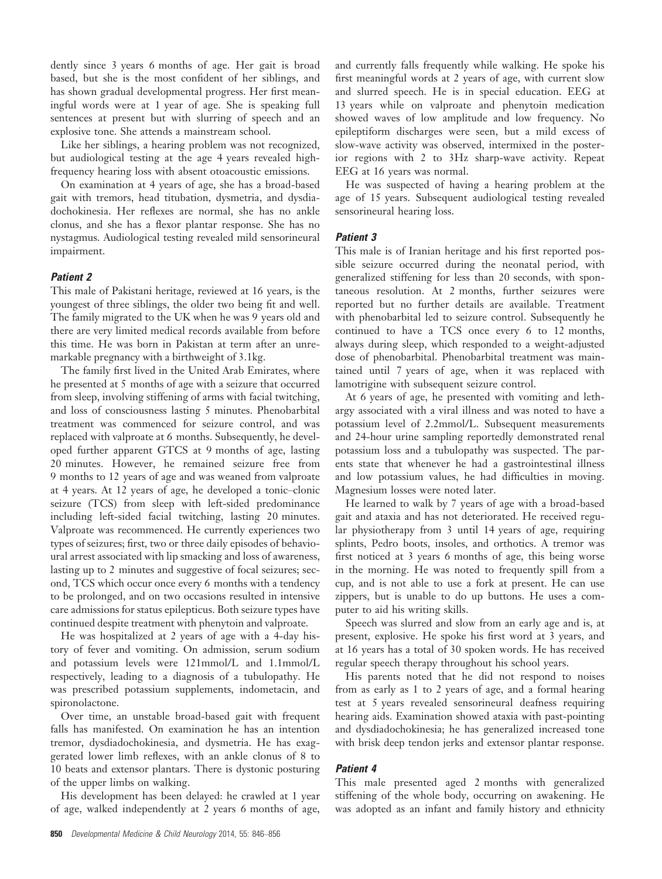dently since 3 years 6 months of age. Her gait is broad based, but she is the most confident of her siblings, and has shown gradual developmental progress. Her first meaningful words were at 1 year of age. She is speaking full sentences at present but with slurring of speech and an explosive tone. She attends a mainstream school.

Like her siblings, a hearing problem was not recognized, but audiological testing at the age 4 years revealed high-frequency hearing loss with absent otoacoustic emissions.

On examination at 4 years of age, she has a broad-based gait with tremors, head titubation, dysmetria, and dysdiadochokinesia. Her reflexes are normal, she has no ankle clonus, and she has a flexor plantar response. She has no nystagmus. Audiological testing revealed mild sensorineural impairment.

### *Patient 2*

This male of Pakistani heritage, reviewed at 16 years, is the youngest of three siblings, the older two being fit and well. The family migrated to the UK when he was 9 years old and there are very limited medical records available from before this time. He was born in Pakistan at term after an unremarkable pregnancy with a birthweight of 3.1kg.

The family first lived in the United Arab Emirates, where he presented at 5 months of age with a seizure that occurred from sleep, involving stiffening of arms with facial twitching, and loss of consciousness lasting 5 minutes. Phenobarbital treatment was commenced for seizure control, and was replaced with valproate at 6 months. Subsequently, he developed further apparent GTCS at 9 months of age, lasting 20 minutes. However, he remained seizure free from 9 months to 12 years of age and was weaned from valproate at 4 years. At 12 years of age, he developed a tonic–clonic seizure (TCS) from sleep with left-sided predominance including left-sided facial twitching, lasting 20 minutes. Valproate was recommenced. He currently experiences two types of seizures; first, two or three daily episodes of behavioural arrest associated with lip smacking and loss of awareness, lasting up to 2 minutes and suggestive of focal seizures; second, TCS which occur once every 6 months with a tendency to be prolonged, and on two occasions resulted in intensive care admissions for status epilepticus. Both seizure types have continued despite treatment with phenytoin and valproate.

He was hospitalized at 2 years of age with a 4-day history of fever and vomiting. On admission, serum sodium and potassium levels were 121mmol/L and 1.1mmol/L respectively, leading to a diagnosis of a tubulopathy. He was prescribed potassium supplements, indometacin, and spironolactone.

Over time, an unstable broad-based gait with frequent falls has manifested. On examination he has an intention tremor, dysdiadochokinesia, and dysmetria. He has exaggerated lower limb reflexes, with an ankle clonus of 8 to 10 beats and extensor plantars. There is dystonic posturing of the upper limbs on walking.

His development has been delayed: he crawled at 1 year of age, walked independently at 2 years 6 months of age, and currently falls frequently while walking. He spoke his first meaningful words at 2 years of age, with current slow and slurred speech. He is in special education. EEG at 13 years while on valproate and phenytoin medication showed waves of low amplitude and low frequency. No epileptiform discharges were seen, but a mild excess of slow-wave activity was observed, intermixed in the posterior regions with 2 to 3Hz sharp-wave activity. Repeat EEG at 16 years was normal.

He was suspected of having a hearing problem at the age of 15 years. Subsequent audiological testing revealed sensorineural hearing loss.

### *Patient 3*

This male is of Iranian heritage and his first reported possible seizure occurred during the neonatal period, with generalized stiffening for less than 20 seconds, with spontaneous resolution. At 2 months, further seizures were reported but no further details are available. Treatment with phenobarbital led to seizure control. Subsequently he continued to have a TCS once every 6 to 12 months, always during sleep, which responded to a weight-adjusted dose of phenobarbital. Phenobarbital treatment was maintained until 7 years of age, when it was replaced with lamotrigine with subsequent seizure control.

At 6 years of age, he presented with vomiting and lethargy associated with a viral illness and was noted to have a potassium level of 2.2mmol/L. Subsequent measurements and 24-hour urine sampling reportedly demonstrated renal potassium loss and a tubulopathy was suspected. The parents state that whenever he had a gastrointestinal illness and low potassium values, he had difficulties in moving. Magnesium losses were noted later.

He learned to walk by 7 years of age with a broad-based gait and ataxia and has not deteriorated. He received regular physiotherapy from 3 until 14 years of age, requiring splints, Pedro boots, insoles, and orthotics. A tremor was first noticed at 3 years 6 months of age, this being worse in the morning. He was noted to frequently spill from a cup, and is not able to use a fork at present. He can use zippers, but is unable to do up buttons. He uses a computer to aid his writing skills.

Speech was slurred and slow from an early age and is, at present, explosive. He spoke his first word at 3 years, and at 16 years has a total of 30 spoken words. He has received regular speech therapy throughout his school years.

His parents noted that he did not respond to noises from as early as 1 to 2 years of age, and a formal hearing test at 5 years revealed sensorineural deafness requiring hearing aids. Examination showed ataxia with past-pointing and dysdiadochokinesia; he has generalized increased tone with brisk deep tendon jerks and extensor plantar response.

### *Patient 4*

This male presented aged 2 months with generalized stiffening of the whole body, occurring on awakening. He was adopted as an infant and family history and ethnicity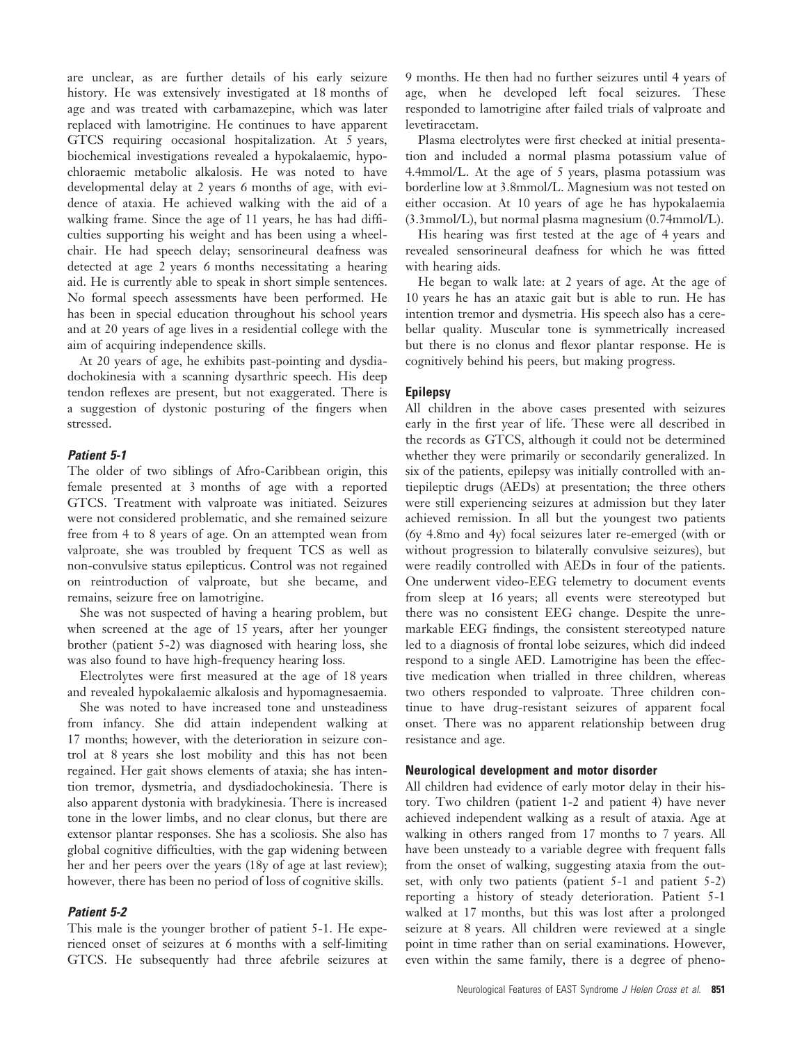are unclear, as are further details of his early seizure history. He was extensively investigated at 18 months of age and was treated with carbamazepine, which was later replaced with lamotrigine. He continues to have apparent GTCS requiring occasional hospitalization. At 5 years, biochemical investigations revealed a hypokalaemic, hypochloraemic metabolic alkalosis. He was noted to have developmental delay at 2 years 6 months of age, with evidence of ataxia. He achieved walking with the aid of a walking frame. Since the age of 11 years, he has had difficulties supporting his weight and has been using a wheelchair. He had speech delay; sensorineural deafness was detected at age 2 years 6 months necessitating a hearing aid. He is currently able to speak in short simple sentences. No formal speech assessments have been performed. He has been in special education throughout his school years and at 20 years of age lives in a residential college with the aim of acquiring independence skills.

At 20 years of age, he exhibits past-pointing and dysdiadochokinesia with a scanning dysarthric speech. His deep tendon reflexes are present, but not exaggerated. There is a suggestion of dystonic posturing of the fingers when stressed.

#### *Patient 5-1*

The older of two siblings of Afro-Caribbean origin, this female presented at 3 months of age with a reported GTCS. Treatment with valproate was initiated. Seizures were not considered problematic, and she remained seizure free from 4 to 8 years of age. On an attempted wean from valproate, she was troubled by frequent TCS as well as non-convulsive status epilepticus. Control was not regained on reintroduction of valproate, but she became, and remains, seizure free on lamotrigine.

She was not suspected of having a hearing problem, but when screened at the age of 15 years, after her younger brother (patient 5-2) was diagnosed with hearing loss, she was also found to have high-frequency hearing loss.

Electrolytes were first measured at the age of 18 years and revealed hypokalaemic alkalosis and hypomagnesaemia.

She was noted to have increased tone and unsteadiness from infancy. She did attain independent walking at 17 months; however, with the deterioration in seizure control at 8 years she lost mobility and this has not been regained. Her gait shows elements of ataxia; she has intention tremor, dysmetria, and dysdiadochokinesia. There is also apparent dystonia with bradykinesia. There is increased tone in the lower limbs, and no clear clonus, but there are extensor plantar responses. She has a scoliosis. She also has global cognitive difficulties, with the gap widening between her and her peers over the years (18y of age at last review); however, there has been no period of loss of cognitive skills.

#### *Patient 5-2*

This male is the younger brother of patient 5-1. He experienced onset of seizures at 6 months with a self-limiting GTCS. He subsequently had three afebrile seizures at 9 months. He then had no further seizures until 4 years of age, when he developed left focal seizures. These responded to lamotrigine after failed trials of valproate and levetiracetam.

Plasma electrolytes were first checked at initial presentation and included a normal plasma potassium value of 4.4mmol/L. At the age of 5 years, plasma potassium was borderline low at 3.8mmol/L. Magnesium was not tested on either occasion. At 10 years of age he has hypokalaemia (3.3mmol/L), but normal plasma magnesium (0.74mmol/L).

His hearing was first tested at the age of 4 years and revealed sensorineural deafness for which he was fitted with hearing aids.

He began to walk late: at 2 years of age. At the age of 10 years he has an ataxic gait but is able to run. He has intention tremor and dysmetria. His speech also has a cerebellar quality. Muscular tone is symmetrically increased but there is no clonus and flexor plantar response. He is cognitively behind his peers, but making progress.

### Epilepsy

All children in the above cases presented with seizures early in the first year of life. These were all described in the records as GTCS, although it could not be determined whether they were primarily or secondarily generalized. In six of the patients, epilepsy was initially controlled with antiepileptic drugs (AEDs) at presentation; the three others were still experiencing seizures at admission but they later achieved remission. In all but the youngest two patients (6y 4.8mo and 4y) focal seizures later re-emerged (with or without progression to bilaterally convulsive seizures), but were readily controlled with AEDs in four of the patients. One underwent video-EEG telemetry to document events from sleep at 16 years; all events were stereotyped but there was no consistent EEG change. Despite the unremarkable EEG findings, the consistent stereotyped nature led to a diagnosis of frontal lobe seizures, which did indeed respond to a single AED. Lamotrigine has been the effective medication when trialled in three children, whereas two others responded to valproate. Three children continue to have drug-resistant seizures of apparent focal onset. There was no apparent relationship between drug resistance and age.

### Neurological development and motor disorder

All children had evidence of early motor delay in their history. Two children (patient 1-2 and patient 4) have never achieved independent walking as a result of ataxia. Age at walking in others ranged from 17 months to 7 years. All have been unsteady to a variable degree with frequent falls from the onset of walking, suggesting ataxia from the outset, with only two patients (patient 5-1 and patient 5-2) reporting a history of steady deterioration. Patient 5-1 walked at 17 months, but this was lost after a prolonged seizure at 8 years. All children were reviewed at a single point in time rather than on serial examinations. However, even within the same family, there is a degree of pheno-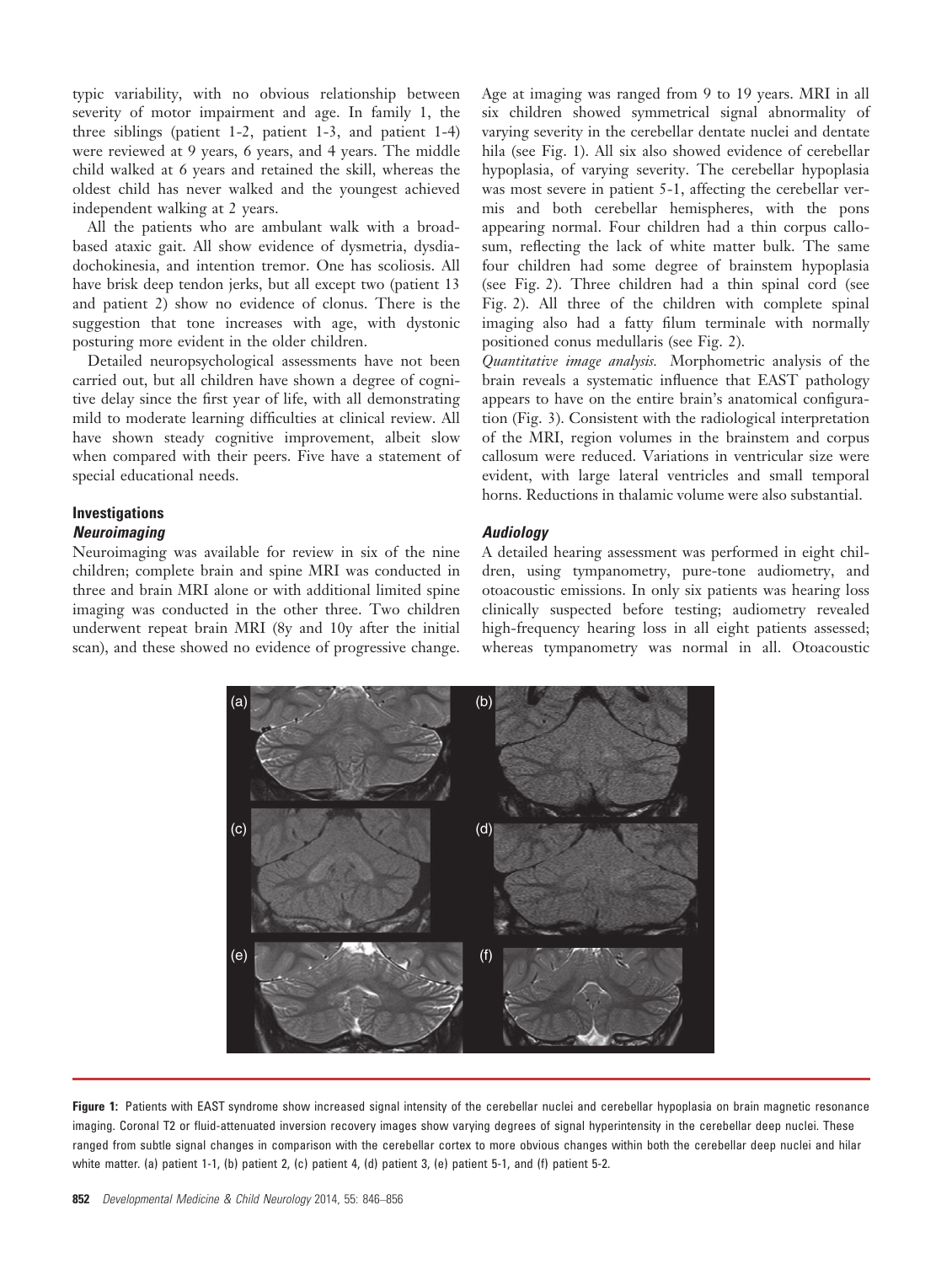typic variability, with no obvious relationship between severity of motor impairment and age. In family 1, the three siblings (patient 1-2, patient 1-3, and patient 1-4) were reviewed at 9 years, 6 years, and 4 years. The middle child walked at 6 years and retained the skill, whereas the oldest child has never walked and the youngest achieved independent walking at 2 years.

All the patients who are ambulant walk with a broad-based ataxic gait. All show evidence of dysmetria, dysdiadochokinesia, and intention tremor. One has scoliosis. All have brisk deep tendon jerks, but all except two (patient 13 and patient 2) show no evidence of clonus. There is the suggestion that tone increases with age, with dystonic posturing more evident in the older children.

Detailed neuropsychological assessments have not been carried out, but all children have shown a degree of cognitive delay since the first year of life, with all demonstrating mild to moderate learning difficulties at clinical review. All have shown steady cognitive improvement, albeit slow when compared with their peers. Five have a statement of special educational needs.

## Investigations

### *Neuroimaging*

Neuroimaging was available for review in six of the nine children; complete brain and spine MRI was conducted in three and brain MRI alone or with additional limited spine imaging was conducted in the other three. Two children underwent repeat brain MRI (8y and 10y after the initial scan), and these showed no evidence of progressive change. Age at imaging was ranged from 9 to 19 years. MRI in all six children showed symmetrical signal abnormality of varying severity in the cerebellar dentate nuclei and dentate hila (see Fig. 1). All six also showed evidence of cerebellar hypoplasia, of varying severity. The cerebellar hypoplasia was most severe in patient 5-1, affecting the cerebellar vermis and both cerebellar hemispheres, with the pons appearing normal. Four children had a thin corpus callosum, reflecting the lack of white matter bulk. The same four children had some degree of brainstem hypoplasia (see Fig. 2). Three children had a thin spinal cord (see Fig. 2). All three of the children with complete spinal imaging also had a fatty filum terminale with normally positioned conus medullaris (see Fig. 2).

*Quantitative image analysis.* Morphometric analysis of the brain reveals a systematic influence that EAST pathology appears to have on the entire brain's anatomical configuration (Fig. 3). Consistent with the radiological interpretation of the MRI, region volumes in the brainstem and corpus callosum were reduced. Variations in ventricular size were evident, with large lateral ventricles and small temporal horns. Reductions in thalamic volume were also substantial.

### *Audiology*

A detailed hearing assessment was performed in eight children, using tympanometry, pure-tone audiometry, and otoacoustic emissions. In only six patients was hearing loss clinically suspected before testing; audiometry revealed high-frequency hearing loss in all eight patients assessed; whereas tympanometry was normal in all. Otoacoustic

**Figure 1:** Patients with EAST syndrome show increased signal intensity of the cerebellar nuclei and cerebellar hypoplasia on brain magnetic resonance imaging. Coronal T2 or fluid-attenuated inversion recovery images show varying degrees of signal hyperintensity in the cerebellar deep nuclei. These ranged from subtle signal changes in comparison with the cerebellar cortex to more obvious changes within both the cerebellar deep nuclei and hilar white matter. (a) patient 1-1, (b) patient 2, (c) patient 4, (d) patient 3, (e) patient 5-1, and (f) patient 5-2.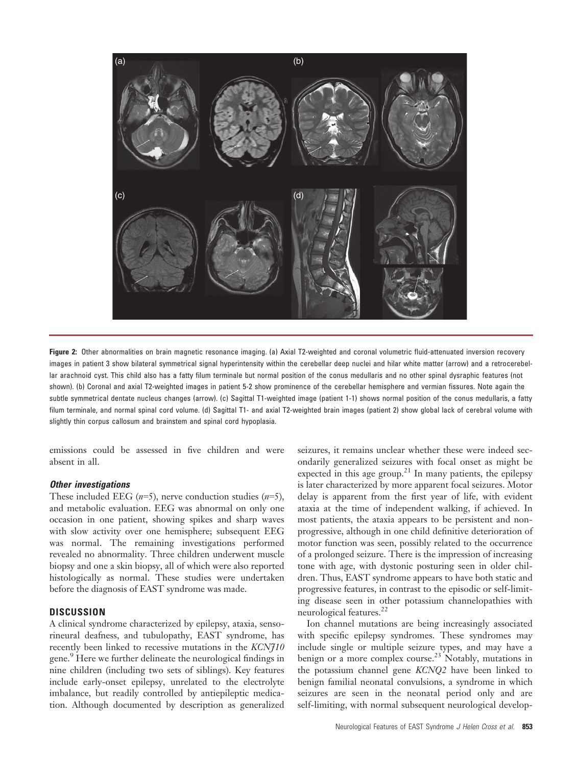Figure 2: Other abnormalities on brain magnetic resonance imaging. (a) Axial T2-weighted and coronal volumetric fluid-attenuated inversion recovery images in patient 3 show bilateral symmetrical signal hyperintensity within the cerebellar deep nuclei and hilar white matter (arrow) and a retrocerebellar arachnoid cyst. This child also has a fatty filum terminale but normal position of the conus medullaris and no other spinal dysraphic features (not shown). (b) Coronal and axial T2-weighted images in patient 5-2 show prominence of the cerebellar hemisphere and vermian fissures. Note again the subtle symmetrical dentate nucleus changes (arrow). (c) Sagittal T1-weighted image (patient 1-1) shows normal position of the conus medullaris, a fatty filum terminale, and normal spinal cord volume. (d) Sagittal T1- and axial T2-weighted brain images (patient 2) show global lack of cerebral volume with slightly thin corpus callosum and brainstem and spinal cord hypoplasia.

emissions could be assessed in five children and were absent in all.

### Other investigations

These included EEG ($n$=5), nerve conduction studies ($n$=5), and metabolic evaluation. EEG was abnormal on only one occasion in one patient, showing spikes and sharp waves with slow activity over one hemisphere; subsequent EEG was normal. The remaining investigations performed revealed no abnormality. Three children underwent muscle biopsy and one a skin biopsy, all of which were also reported histologically as normal. These studies were undertaken before the diagnosis of EAST syndrome was made.

## DISCUSSION

A clinical syndrome characterized by epilepsy, ataxia, sensorineural deafness, and tubulopathy, EAST syndrome, has recently been linked to recessive mutations in the *KCNJ10* gene.[9] Here we further delineate the neurological findings in nine children (including two sets of siblings). Key features include early-onset epilepsy, unrelated to the electrolyte imbalance, but readily controlled by antiepileptic medication. Although documented by description as generalized seizures, it remains unclear whether these were indeed secondarily generalized seizures with focal onset as might be expected in this age group.[21] In many patients, the epilepsy is later characterized by more apparent focal seizures. Motor delay is apparent from the first year of life, with evident ataxia at the time of independent walking, if achieved. In most patients, the ataxia appears to be persistent and nonprogressive, although in one child definitive deterioration of motor function was seen, possibly related to the occurrence of a prolonged seizure. There is the impression of increasing tone with age, with dystonic posturing seen in older children. Thus, EAST syndrome appears to have both static and progressive features, in contrast to the episodic or self-limiting disease seen in other potassium channelopathies with neurological features.[22]

Ion channel mutations are being increasingly associated with specific epilepsy syndromes. These syndromes may include single or multiple seizure types, and may have a benign or a more complex course.[23] Notably, mutations in the potassium channel gene *KCNQ2* have been linked to benign familial neonatal convulsions, a syndrome in which seizures are seen in the neonatal period only and are self-limiting, with normal subsequent neurological develop-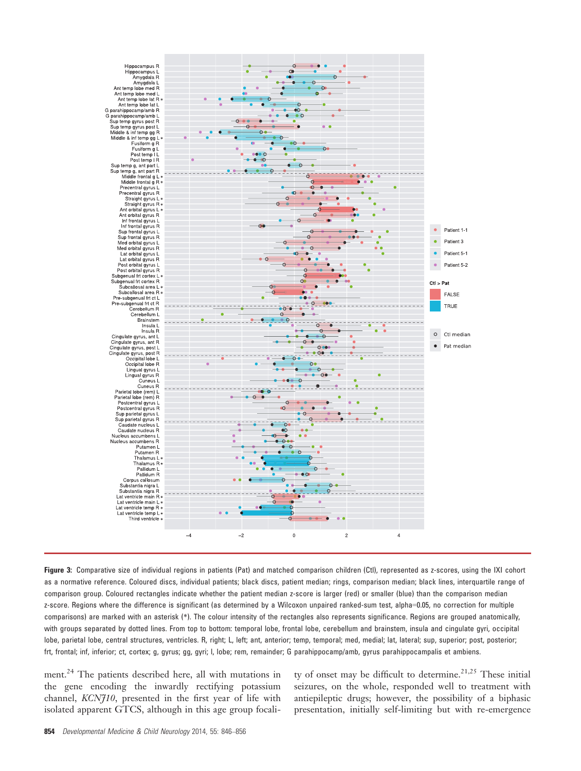**Figure 3:** Comparative size of individual regions in patients (Pat) and matched comparison children (Ctl), represented as z-scores, using the IXI cohort as a normative reference. Coloured discs, individual patients; black discs, patient median; rings, comparison median; black lines, interquartile range of comparison group. Coloured rectangles indicate whether the patient median z-score is larger (red) or smaller (blue) than the comparison median z-score. Regions where the difference is significant (as determined by a Wilcoxon unpaired ranked-sum test, alpha=0.05, no correction for multiple comparisons) are marked with an asterisk (*). The colour intensity of the rectangles also represents significance. Regions are grouped anatomically, with groups separated by dotted lines. From top to bottom: temporal lobe, frontal lobe, cerebellum and brainstem, insula and cingulate gyri, occipital lobe, parietal lobe, central structures, ventricles. R, right; L, left; ant, anterior; temp, temporal; med, medial; lat, lateral; sup, superior; post, posterior; frt, frontal; inf, inferior; ct, cortex; g, gyrus; gg, gyri; l, lobe; rem, remainder; G parahippocamp/amb, gyrus parahippocampalis et ambiens.

ment.[24] The patients described here, all with mutations in the gene encoding the inwardly rectifying potassium channel, *KCNJ10*, presented in the first year of life with isolated apparent GTCS, although in this age group focality of onset may be difficult to determine.[21,25] These initial seizures, on the whole, responded well to treatment with antiepileptic drugs; however, the possibility of a biphasic presentation, initially self-limiting but with re-emergence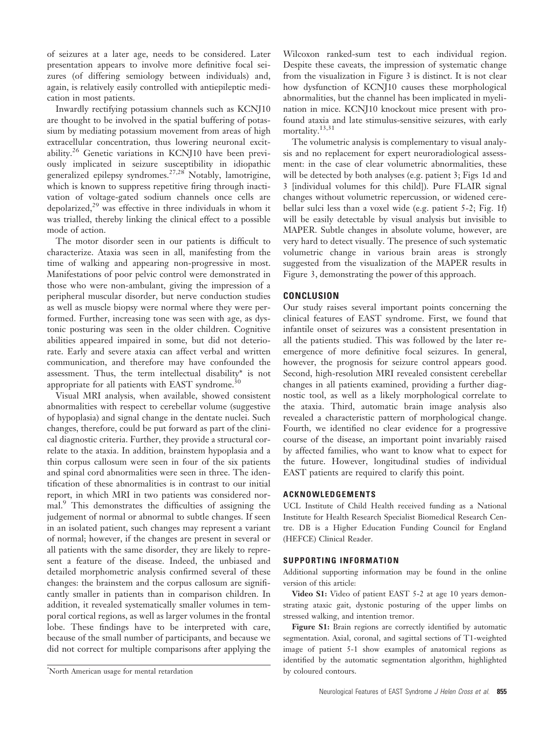of seizures at a later age, needs to be considered. Later presentation appears to involve more definitive focal seizures (of differing semiology between individuals) and, again, is relatively easily controlled with antiepileptic medication in most patients.

Inwardly rectifying potassium channels such as KCNJ10 are thought to be involved in the spatial buffering of potassium by mediating potassium movement from areas of high extracellular concentration, thus lowering neuronal excitability.[26] Genetic variations in KCNJ10 have been previously implicated in seizure susceptibility in idiopathic generalized epilepsy syndromes.[27,28] Notably, lamotrigine, which is known to suppress repetitive firing through inactivation of voltage-gated sodium channels once cells are depolarized,[29] was effective in three individuals in whom it was trialled, thereby linking the clinical effect to a possible mode of action.

The motor disorder seen in our patients is difficult to characterize. Ataxia was seen in all, manifesting from the time of walking and appearing non-progressive in most. Manifestations of poor pelvic control were demonstrated in those who were non-ambulant, giving the impression of a peripheral muscular disorder, but nerve conduction studies as well as muscle biopsy were normal where they were performed. Further, increasing tone was seen with age, as dystonic posturing was seen in the older children. Cognitive abilities appeared impaired in some, but did not deteriorate. Early and severe ataxia can affect verbal and written communication, and therefore may have confounded the assessment. Thus, the term intellectual disability* is not appropriate for all patients with EAST syndrome.[30]

Visual MRI analysis, when available, showed consistent abnormalities with respect to cerebellar volume (suggestive of hypoplasia) and signal change in the dentate nuclei. Such changes, therefore, could be put forward as part of the clinical diagnostic criteria. Further, they provide a structural correlate to the ataxia. In addition, brainstem hypoplasia and a thin corpus callosum were seen in four of the six patients and spinal cord abnormalities were seen in three. The identification of these abnormalities is in contrast to our initial report, in which MRI in two patients was considered normal.[9] This demonstrates the difficulties of assigning the judgement of normal or abnormal to subtle changes. If seen in an isolated patient, such changes may represent a variant of normal; however, if the changes are present in several or all patients with the same disorder, they are likely to represent a feature of the disease. Indeed, the unbiased and detailed morphometric analysis confirmed several of these changes: the brainstem and the corpus callosum are significantly smaller in patients than in comparison children. In addition, it revealed systematically smaller volumes in temporal cortical regions, as well as larger volumes in the frontal lobe. These findings have to be interpreted with care, because of the small number of participants, and because we did not correct for multiple comparisons after applying the Wilcoxon ranked-sum test to each individual region. Despite these caveats, the impression of systematic change from the visualization in Figure 3 is distinct. It is not clear how dysfunction of KCNJ10 causes these morphological abnormalities, but the channel has been implicated in myelination in mice. KCNJ10 knockout mice present with profound ataxia and late stimulus-sensitive seizures, with early mortality.[13,31]

The volumetric analysis is complementary to visual analysis and no replacement for expert neuroradiological assessment: in the case of clear volumetric abnormalities, these will be detected by both analyses (e.g. patient 3; Figs 1d and 3 [individual volumes for this child]). Pure FLAIR signal changes without volumetric repercussion, or widened cerebellar sulci less than a voxel wide (e.g. patient 5-2; Fig. 1f) will be easily detectable by visual analysis but invisible to MAPER. Subtle changes in absolute volume, however, are very hard to detect visually. The presence of such systematic volumetric change in various brain areas is strongly suggested from the visualization of the MAPER results in Figure 3, demonstrating the power of this approach.

## CONCLUSION

Our study raises several important points concerning the clinical features of EAST syndrome. First, we found that infantile onset of seizures was a consistent presentation in all the patients studied. This was followed by the later re-emergence of more definitive focal seizures. In general, however, the prognosis for seizure control appears good. Second, high-resolution MRI revealed consistent cerebellar changes in all patients examined, providing a further diagnostic tool, as well as a likely morphological correlate to the ataxia. Third, automatic brain image analysis also revealed a characteristic pattern of morphological change. Fourth, we identified no clear evidence for a progressive course of the disease, an important point invariably raised by affected families, who want to know what to expect for the future. However, longitudinal studies of individual EAST patients are required to clarify this point.

## ACKNOWLEDGEMENTS

UCL Institute of Child Health received funding as a National Institute for Health Research Specialist Biomedical Research Centre. DB is a Higher Education Funding Council for England (HEFCE) Clinical Reader.

## SUPPORTING INFORMATION

Additional supporting information may be found in the online version of this article:

**Video S1:** Video of patient EAST 5-2 at age 10 years demonstrating ataxic gait, dystonic posturing of the upper limbs on stressed walking, and intention tremor.

**Figure S1:** Brain regions are correctly identified by automatic segmentation. Axial, coronal, and sagittal sections of T1-weighted image of patient 5-1 show examples of anatomical regions as identified by the automatic segmentation algorithm, highlighted by coloured contours.

*North American usage for mental retardation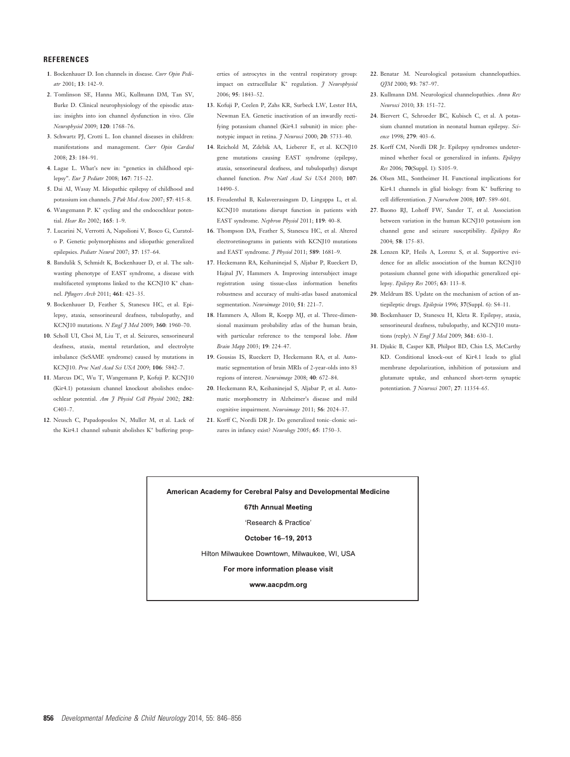## REFERENCES

1. Bockenhauer D. Ion channels in disease. *Curr Opin Pediatr* 2001; **13**: 142–9.
2. Tomlinson SE, Hanna MG, Kullmann DM, Tan SV, Burke D. Clinical neurophysiology of the episodic ataxias: insights into ion channel dysfunction in vivo. *Clin Neurophysiol* 2009; **120**: 1768–76.
3. Schwartz PJ, Crotti L. Ion channel diseases in children: manifestations and management. *Curr Opin Cardiol* 2008; **23**: 184–91.
4. Lagae L. What's new in: "genetics in childhood epilepsy". *Eur J Pediatr* 2008; **167**: 715–22.
5. Dai AI, Wasay M. Idiopathic epilepsy of childhood and potassium ion channels. *J Pak Med Assoc* 2007; **57**: 415–8.
6. Wangemann P. $K^+$ cycling and the endocochlear potential. *Hear Res* 2002; **165**: 1–9.
7. Lucarini N, Verrotti A, Napolioni V, Bosco G, Curatolo P. Genetic polymorphisms and idiopathic generalized epilepsies. *Pediatr Neurol* 2007; **37**: 157–64.
8. Bandulik S, Schmidt K, Bockenhauer D, et al. The salt-wasting phenotype of EAST syndrome, a disease with multifaceted symptoms linked to the KCNJ10 $K^+$ channel. *Pflugers Arch* 2011; **461**: 423–35.
9. Bockenhauer D, Feather S, Stanescu HC, et al. Epilepsy, ataxia, sensorineural deafness, tubulopathy, and KCNJ10 mutations. *N Engl J Med* 2009; **360**: 1960–70.
10. Scholl UI, Choi M, Liu T, et al. Seizures, sensorineural deafness, ataxia, mental retardation, and electrolyte imbalance (SeSAME syndrome) caused by mutations in KCNJ10. *Proc Natl Acad Sci USA* 2009; **106**: 5842–7.
11. Marcus DC, Wu T, Wangemann P, Kofuji P. KCNJ10 (Kir4.1) potassium channel knockout abolishes endocochlear potential. *Am J Physiol Cell Physiol* 2002; **282**: C403–7.
12. Neusch C, Papadopoulos N, Muller M, et al. Lack of the Kir4.1 channel subunit abolishes $K^+$ buffering properties of astrocytes in the ventral respiratory group: impact on extracellular $K^+$ regulation. *J Neurophysiol* 2006; **95**: 1843–52.
13. Kofuji P, Ceelen P, Zahs KR, Surbeck LW, Lester HA, Newman EA. Genetic inactivation of an inwardly rectifying potassium channel (Kir4.1 subunit) in mice: phenotypic impact in retina. *J Neurosci* 2000; **20**: 5733–40.
14. Reichold M, Zdebik AA, Lieberer E, et al. KCNJ10 gene mutations causing EAST syndrome (epilepsy, ataxia, sensorineural deafness, and tubulopathy) disrupt channel function. *Proc Natl Acad Sci USA* 2010; **107**: 14490–5.
15. Freudenthal B, Kulaveerasingam D, Lingappa L, et al. KCNJ10 mutations disrupt function in patients with EAST syndrome. *Nephron Physiol* 2011; **119**: 40–8.
16. Thompson DA, Feather S, Stanescu HC, et al. Altered electroretinograms in patients with KCNJ10 mutations and EAST syndrome. *J Physiol* 2011; **589**: 1681–9.
17. Heckemann RA, Keihaninejad S, Aljabar P, Rueckert D, Hajnal JV, Hammers A. Improving intersubject image registration using tissue-class information benefits robustness and accuracy of multi-atlas based anatomical segmentation. *Neuroimage* 2010; **51**: 221–7.
18. Hammers A, Allom R, Koepp MJ, et al. Three-dimensional maximum probability atlas of the human brain, with particular reference to the temporal lobe. *Hum Brain Mapp* 2003; **19**: 224–47.
19. Gousias IS, Rueckert D, Heckemann RA, et al. Automatic segmentation of brain MRIs of 2-year-olds into 83 regions of interest. *Neuroimage* 2008; **40**: 672–84.
20. Heckemann RA, Keihaninejad S, Aljabar P, et al. Automatic morphometry in Alzheimer's disease and mild cognitive impairment. *Neuroimage* 2011; **56**: 2024–37.
21. Korff C, Nordli DR Jr. Do generalized tonic–clonic seizures in infancy exist? *Neurology* 2005; **65**: 1750–3.
22. Benatar M. Neurological potassium channelopathies. *QJM* 2000; **93**: 787–97.
23. Kullmann DM. Neurological channelopathies. *Annu Rev Neurosci* 2010; **33**: 151–72.
24. Biervert C, Schroeder BC, Kubisch C, et al. A potassium channel mutation in neonatal human epilepsy. *Science* 1998; **279**: 403–6.
25. Korff CM, Nordli DR Jr. Epilepsy syndromes undetermined whether focal or generalized in infants. *Epilepsy Res* 2006; **70**(Suppl. 1): S105–9.
26. Olsen ML, Sontheimer H. Functional implications for Kir4.1 channels in glial biology: from $K^+$ buffering to cell differentiation. *J Neurochem* 2008; **107**: 589–601.
27. Buono RJ, Lohoff FW, Sander T, et al. Association between variation in the human KCNJ10 potassium ion channel gene and seizure susceptibility. *Epilepsy Res* 2004; **58**: 175–83.
28. Lenzen KP, Heils A, Lorenz S, et al. Supportive evidence for an allelic association of the human KCNJ10 potassium channel gene with idiopathic generalized epilepsy. *Epilepsy Res* 2005; **63**: 113–8.
29. Meldrum BS. Update on the mechanism of action of antiepileptic drugs. *Epilepsia* 1996; **37**(Suppl. 6): S4–11.
30. Bockenhauer D, Stanescu H, Kleta R. Epilepsy, ataxia, sensorineural deafness, tubulopathy, and KCNJ10 mutations (reply). *N Engl J Med* 2009; **361**: 630–1.
31. Djukic B, Casper KB, Philpot BD, Chin LS, McCarthy KD. Conditional knock-out of Kir4.1 leads to glial membrane depolarization, inhibition of potassium and glutamate uptake, and enhanced short-term synaptic potentiation. *J Neurosci* 2007; **27**: 11354–65.

**American Academy for Cerebral Palsy and Developmental Medicine**

**67th Annual Meeting**

'Research & Practice'

**October 16–19, 2013**

Hilton Milwaukee Downtown, Milwaukee, WI, USA

**For more information please visit**

**www.aacpdm.org**